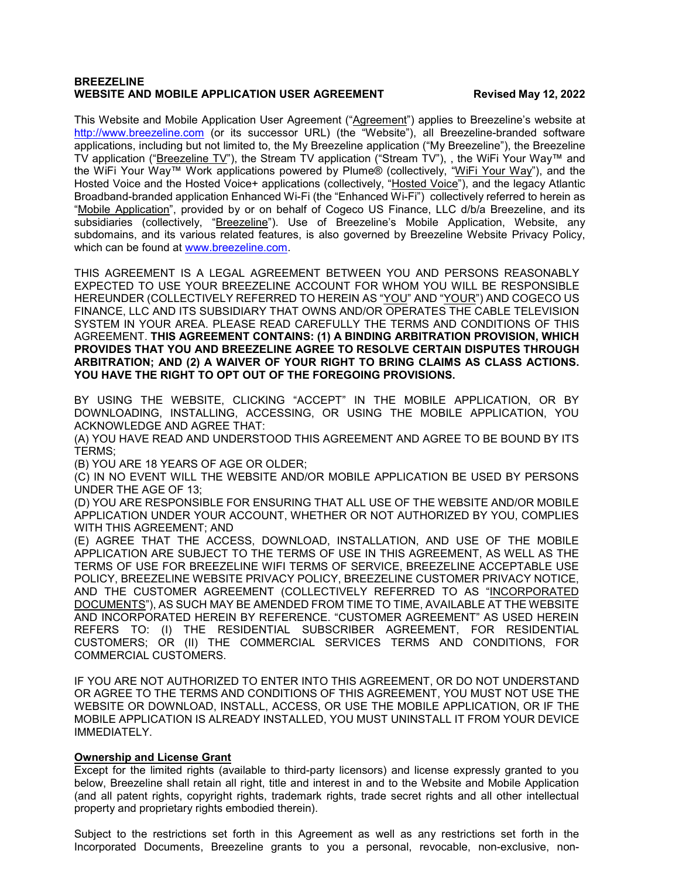**BREEZELINE**
**WEBSITE AND MOBILE APPLICATION USER AGREEMENT** **Revised May 12, 2022**

This Website and Mobile Application User Agreement ("Agreement") applies to Breezeline's website at http://www.breezeline.com (or its successor URL) (the "Website"), all Breezeline-branded software applications, including but not limited to, the My Breezeline application ("My Breezeline"), the Breezeline TV application ("Breezeline TV"), the Stream TV application ("Stream TV"), , the WiFi Your Way™ and the WiFi Your Way™ Work applications powered by Plume® (collectively, "WiFi Your Way"), and the Hosted Voice and the Hosted Voice+ applications (collectively, "Hosted Voice"), and the legacy Atlantic Broadband-branded application Enhanced Wi-Fi (the "Enhanced Wi-Fi") collectively referred to herein as "Mobile Application", provided by or on behalf of Cogeco US Finance, LLC d/b/a Breezeline, and its subsidiaries (collectively, "Breezeline"). Use of Breezeline's Mobile Application, Website, any subdomains, and its various related features, is also governed by Breezeline Website Privacy Policy, which can be found at www.breezeline.com.

THIS AGREEMENT IS A LEGAL AGREEMENT BETWEEN YOU AND PERSONS REASONABLY EXPECTED TO USE YOUR BREEZELINE ACCOUNT FOR WHOM YOU WILL BE RESPONSIBLE HEREUNDER (COLLECTIVELY REFERRED TO HEREIN AS "YOU" AND "YOUR") AND COGECO US FINANCE, LLC AND ITS SUBSIDIARY THAT OWNS AND/OR OPERATES THE CABLE TELEVISION SYSTEM IN YOUR AREA. PLEASE READ CAREFULLY THE TERMS AND CONDITIONS OF THIS AGREEMENT. **THIS AGREEMENT CONTAINS: (1) A BINDING ARBITRATION PROVISION, WHICH PROVIDES THAT YOU AND BREEZELINE AGREE TO RESOLVE CERTAIN DISPUTES THROUGH ARBITRATION; AND (2) A WAIVER OF YOUR RIGHT TO BRING CLAIMS AS CLASS ACTIONS. YOU HAVE THE RIGHT TO OPT OUT OF THE FOREGOING PROVISIONS.**

BY USING THE WEBSITE, CLICKING "ACCEPT" IN THE MOBILE APPLICATION, OR BY DOWNLOADING, INSTALLING, ACCESSING, OR USING THE MOBILE APPLICATION, YOU ACKNOWLEDGE AND AGREE THAT:

(A) YOU HAVE READ AND UNDERSTOOD THIS AGREEMENT AND AGREE TO BE BOUND BY ITS TERMS;

(B) YOU ARE 18 YEARS OF AGE OR OLDER;

(C) IN NO EVENT WILL THE WEBSITE AND/OR MOBILE APPLICATION BE USED BY PERSONS UNDER THE AGE OF 13;

(D) YOU ARE RESPONSIBLE FOR ENSURING THAT ALL USE OF THE WEBSITE AND/OR MOBILE APPLICATION UNDER YOUR ACCOUNT, WHETHER OR NOT AUTHORIZED BY YOU, COMPLIES WITH THIS AGREEMENT; AND

(E) AGREE THAT THE ACCESS, DOWNLOAD, INSTALLATION, AND USE OF THE MOBILE APPLICATION ARE SUBJECT TO THE TERMS OF USE IN THIS AGREEMENT, AS WELL AS THE TERMS OF USE FOR BREEZELINE WIFI TERMS OF SERVICE, BREEZELINE ACCEPTABLE USE POLICY, BREEZELINE WEBSITE PRIVACY POLICY, BREEZELINE CUSTOMER PRIVACY NOTICE, AND THE CUSTOMER AGREEMENT (COLLECTIVELY REFERRED TO AS "INCORPORATED DOCUMENTS"), AS SUCH MAY BE AMENDED FROM TIME TO TIME, AVAILABLE AT THE WEBSITE AND INCORPORATED HEREIN BY REFERENCE. "CUSTOMER AGREEMENT" AS USED HEREIN REFERS TO: (I) THE RESIDENTIAL SUBSCRIBER AGREEMENT, FOR RESIDENTIAL CUSTOMERS; OR (II) THE COMMERCIAL SERVICES TERMS AND CONDITIONS, FOR COMMERCIAL CUSTOMERS.

IF YOU ARE NOT AUTHORIZED TO ENTER INTO THIS AGREEMENT, OR DO NOT UNDERSTAND OR AGREE TO THE TERMS AND CONDITIONS OF THIS AGREEMENT, YOU MUST NOT USE THE WEBSITE OR DOWNLOAD, INSTALL, ACCESS, OR USE THE MOBILE APPLICATION, OR IF THE MOBILE APPLICATION IS ALREADY INSTALLED, YOU MUST UNINSTALL IT FROM YOUR DEVICE IMMEDIATELY.

**Ownership and License Grant**

Except for the limited rights (available to third-party licensors) and license expressly granted to you below, Breezeline shall retain all right, title and interest in and to the Website and Mobile Application (and all patent rights, copyright rights, trademark rights, trade secret rights and all other intellectual property and proprietary rights embodied therein).

Subject to the restrictions set forth in this Agreement as well as any restrictions set forth in the Incorporated Documents, Breezeline grants to you a personal, revocable, non-exclusive, non-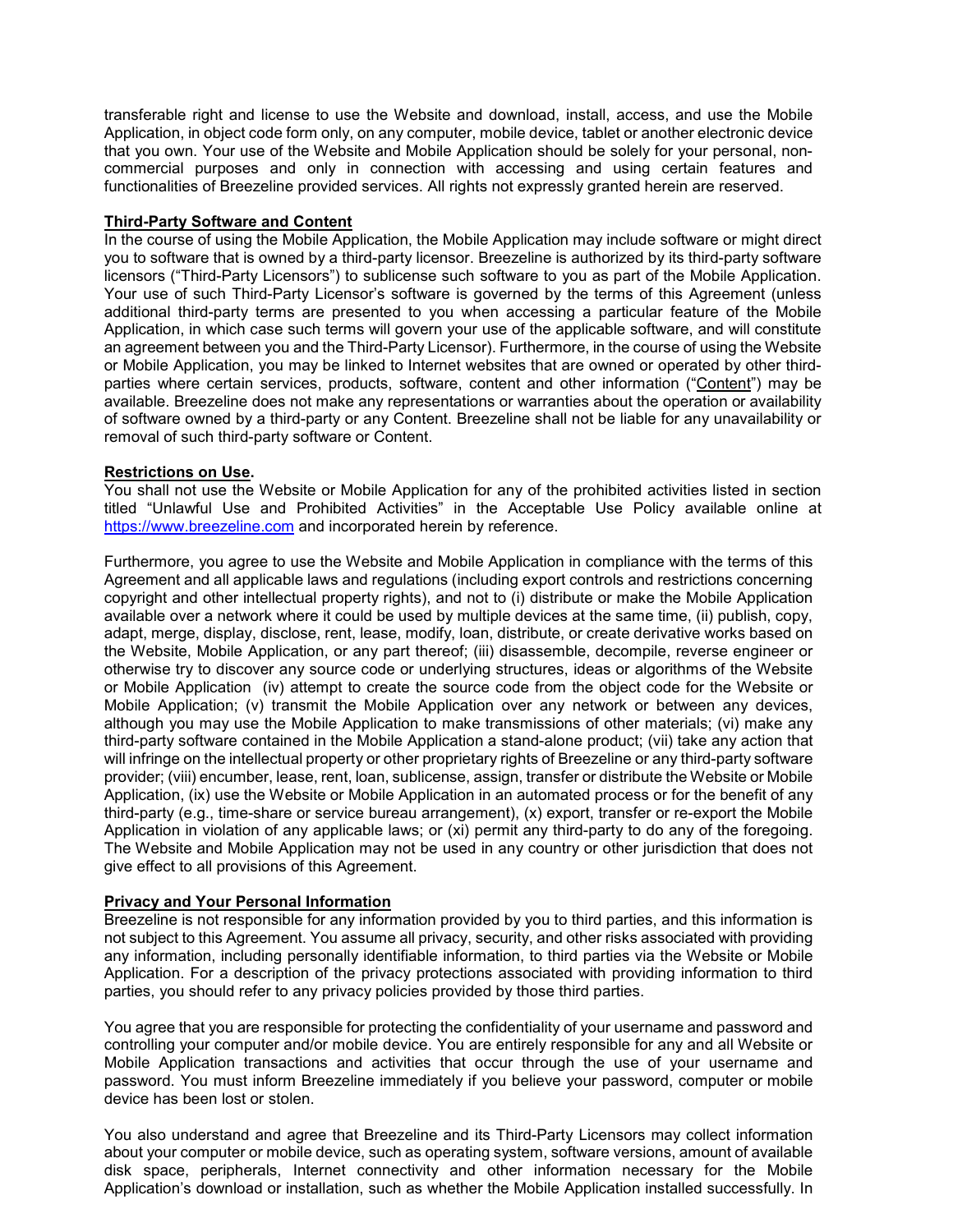transferable right and license to use the Website and download, install, access, and use the Mobile Application, in object code form only, on any computer, mobile device, tablet or another electronic device that you own. Your use of the Website and Mobile Application should be solely for your personal, non-commercial purposes and only in connection with accessing and using certain features and functionalities of Breezeline provided services. All rights not expressly granted herein are reserved.

**Third-Party Software and Content**

In the course of using the Mobile Application, the Mobile Application may include software or might direct you to software that is owned by a third-party licensor. Breezeline is authorized by its third-party software licensors ("Third-Party Licensors") to sublicense such software to you as part of the Mobile Application. Your use of such Third-Party Licensor's software is governed by the terms of this Agreement (unless additional third-party terms are presented to you when accessing a particular feature of the Mobile Application, in which case such terms will govern your use of the applicable software, and will constitute an agreement between you and the Third-Party Licensor). Furthermore, in the course of using the Website or Mobile Application, you may be linked to Internet websites that are owned or operated by other third-parties where certain services, products, software, content and other information ("Content") may be available. Breezeline does not make any representations or warranties about the operation or availability of software owned by a third-party or any Content. Breezeline shall not be liable for any unavailability or removal of such third-party software or Content.

**Restrictions on Use.**

You shall not use the Website or Mobile Application for any of the prohibited activities listed in section titled "Unlawful Use and Prohibited Activities" in the Acceptable Use Policy available online at https://www.breezeline.com and incorporated herein by reference.

Furthermore, you agree to use the Website and Mobile Application in compliance with the terms of this Agreement and all applicable laws and regulations (including export controls and restrictions concerning copyright and other intellectual property rights), and not to (i) distribute or make the Mobile Application available over a network where it could be used by multiple devices at the same time, (ii) publish, copy, adapt, merge, display, disclose, rent, lease, modify, loan, distribute, or create derivative works based on the Website, Mobile Application, or any part thereof; (iii) disassemble, decompile, reverse engineer or otherwise try to discover any source code or underlying structures, ideas or algorithms of the Website or Mobile Application (iv) attempt to create the source code from the object code for the Website or Mobile Application; (v) transmit the Mobile Application over any network or between any devices, although you may use the Mobile Application to make transmissions of other materials; (vi) make any third-party software contained in the Mobile Application a stand-alone product; (vii) take any action that will infringe on the intellectual property or other proprietary rights of Breezeline or any third-party software provider; (viii) encumber, lease, rent, loan, sublicense, assign, transfer or distribute the Website or Mobile Application, (ix) use the Website or Mobile Application in an automated process or for the benefit of any third-party (e.g., time-share or service bureau arrangement), (x) export, transfer or re-export the Mobile Application in violation of any applicable laws; or (xi) permit any third-party to do any of the foregoing. The Website and Mobile Application may not be used in any country or other jurisdiction that does not give effect to all provisions of this Agreement.

**Privacy and Your Personal Information**

Breezeline is not responsible for any information provided by you to third parties, and this information is not subject to this Agreement. You assume all privacy, security, and other risks associated with providing any information, including personally identifiable information, to third parties via the Website or Mobile Application. For a description of the privacy protections associated with providing information to third parties, you should refer to any privacy policies provided by those third parties.

You agree that you are responsible for protecting the confidentiality of your username and password and controlling your computer and/or mobile device. You are entirely responsible for any and all Website or Mobile Application transactions and activities that occur through the use of your username and password. You must inform Breezeline immediately if you believe your password, computer or mobile device has been lost or stolen.

You also understand and agree that Breezeline and its Third-Party Licensors may collect information about your computer or mobile device, such as operating system, software versions, amount of available disk space, peripherals, Internet connectivity and other information necessary for the Mobile Application's download or installation, such as whether the Mobile Application installed successfully. In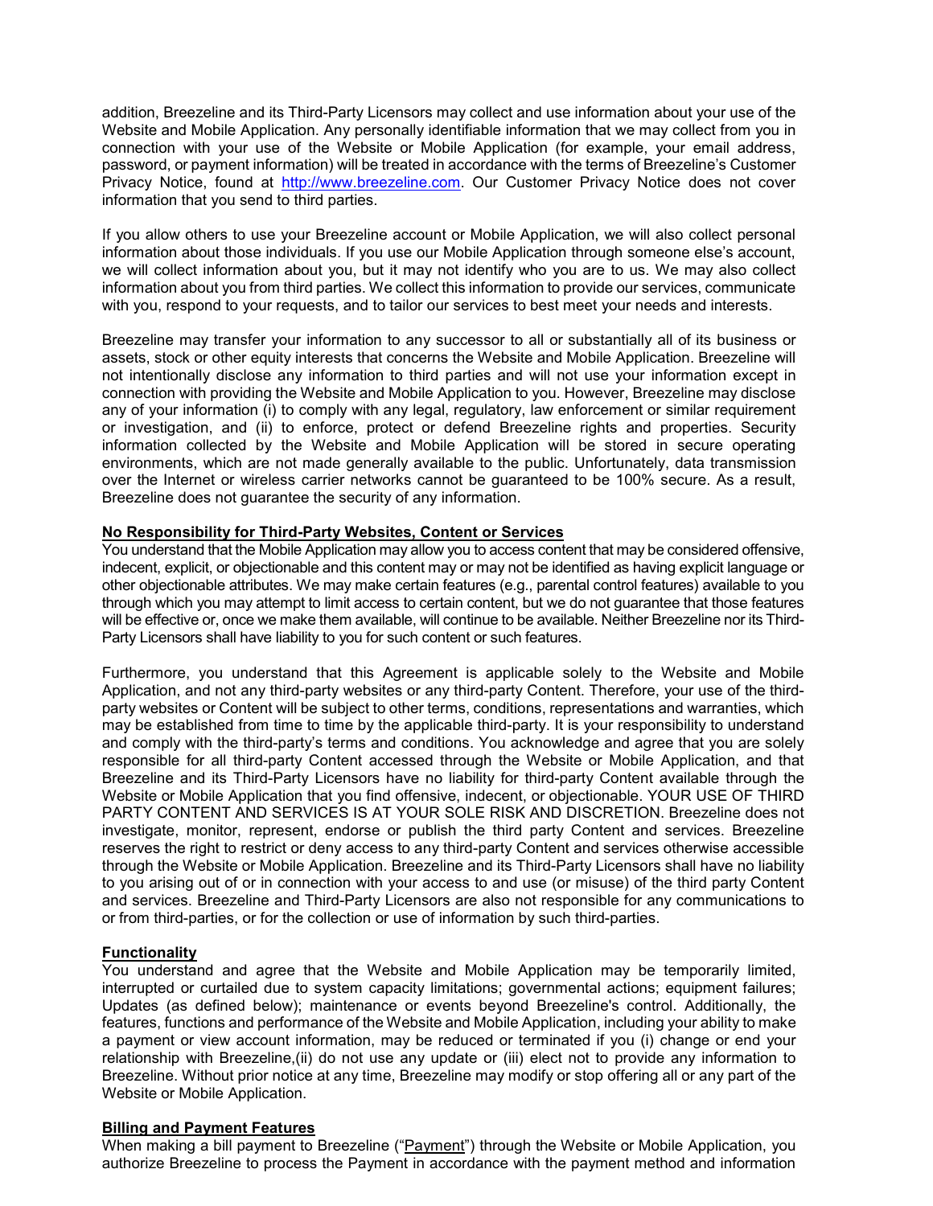addition, Breezeline and its Third-Party Licensors may collect and use information about your use of the Website and Mobile Application. Any personally identifiable information that we may collect from you in connection with your use of the Website or Mobile Application (for example, your email address, password, or payment information) will be treated in accordance with the terms of Breezeline's Customer Privacy Notice, found at http://www.breezeline.com. Our Customer Privacy Notice does not cover information that you send to third parties.

If you allow others to use your Breezeline account or Mobile Application, we will also collect personal information about those individuals. If you use our Mobile Application through someone else's account, we will collect information about you, but it may not identify who you are to us. We may also collect information about you from third parties. We collect this information to provide our services, communicate with you, respond to your requests, and to tailor our services to best meet your needs and interests.

Breezeline may transfer your information to any successor to all or substantially all of its business or assets, stock or other equity interests that concerns the Website and Mobile Application. Breezeline will not intentionally disclose any information to third parties and will not use your information except in connection with providing the Website and Mobile Application to you. However, Breezeline may disclose any of your information (i) to comply with any legal, regulatory, law enforcement or similar requirement or investigation, and (ii) to enforce, protect or defend Breezeline rights and properties. Security information collected by the Website and Mobile Application will be stored in secure operating environments, which are not made generally available to the public. Unfortunately, data transmission over the Internet or wireless carrier networks cannot be guaranteed to be 100% secure. As a result, Breezeline does not guarantee the security of any information.

**No Responsibility for Third-Party Websites, Content or Services**

You understand that the Mobile Application may allow you to access content that may be considered offensive, indecent, explicit, or objectionable and this content may or may not be identified as having explicit language or other objectionable attributes. We may make certain features (e.g., parental control features) available to you through which you may attempt to limit access to certain content, but we do not guarantee that those features will be effective or, once we make them available, will continue to be available. Neither Breezeline nor its Third-Party Licensors shall have liability to you for such content or such features.

Furthermore, you understand that this Agreement is applicable solely to the Website and Mobile Application, and not any third-party websites or any third-party Content. Therefore, your use of the third-party websites or Content will be subject to other terms, conditions, representations and warranties, which may be established from time to time by the applicable third-party. It is your responsibility to understand and comply with the third-party's terms and conditions. You acknowledge and agree that you are solely responsible for all third-party Content accessed through the Website or Mobile Application, and that Breezeline and its Third-Party Licensors have no liability for third-party Content available through the Website or Mobile Application that you find offensive, indecent, or objectionable. YOUR USE OF THIRD PARTY CONTENT AND SERVICES IS AT YOUR SOLE RISK AND DISCRETION. Breezeline does not investigate, monitor, represent, endorse or publish the third party Content and services. Breezeline reserves the right to restrict or deny access to any third-party Content and services otherwise accessible through the Website or Mobile Application. Breezeline and its Third-Party Licensors shall have no liability to you arising out of or in connection with your access to and use (or misuse) of the third party Content and services. Breezeline and Third-Party Licensors are also not responsible for any communications to or from third-parties, or for the collection or use of information by such third-parties.

**Functionality**

You understand and agree that the Website and Mobile Application may be temporarily limited, interrupted or curtailed due to system capacity limitations; governmental actions; equipment failures; Updates (as defined below); maintenance or events beyond Breezeline's control. Additionally, the features, functions and performance of the Website and Mobile Application, including your ability to make a payment or view account information, may be reduced or terminated if you (i) change or end your relationship with Breezeline,(ii) do not use any update or (iii) elect not to provide any information to Breezeline. Without prior notice at any time, Breezeline may modify or stop offering all or any part of the Website or Mobile Application.

**Billing and Payment Features**

When making a bill payment to Breezeline ("Payment") through the Website or Mobile Application, you authorize Breezeline to process the Payment in accordance with the payment method and information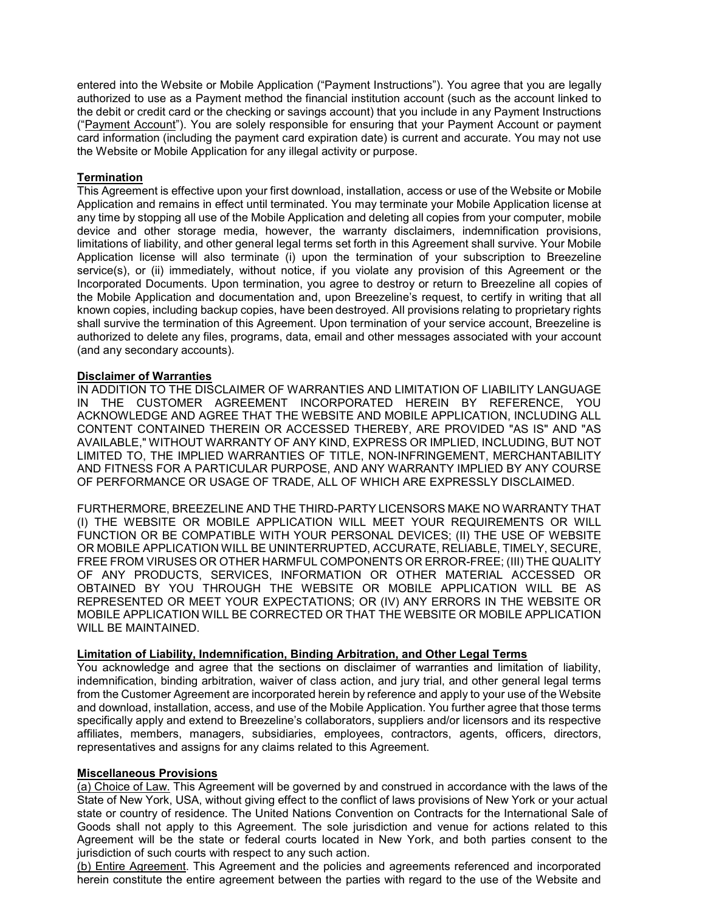entered into the Website or Mobile Application ("Payment Instructions"). You agree that you are legally authorized to use as a Payment method the financial institution account (such as the account linked to the debit or credit card or the checking or savings account) that you include in any Payment Instructions ("Payment Account"). You are solely responsible for ensuring that your Payment Account or payment card information (including the payment card expiration date) is current and accurate. You may not use the Website or Mobile Application for any illegal activity or purpose.

**Termination**

This Agreement is effective upon your first download, installation, access or use of the Website or Mobile Application and remains in effect until terminated. You may terminate your Mobile Application license at any time by stopping all use of the Mobile Application and deleting all copies from your computer, mobile device and other storage media, however, the warranty disclaimers, indemnification provisions, limitations of liability, and other general legal terms set forth in this Agreement shall survive. Your Mobile Application license will also terminate (i) upon the termination of your subscription to Breezeline service(s), or (ii) immediately, without notice, if you violate any provision of this Agreement or the Incorporated Documents. Upon termination, you agree to destroy or return to Breezeline all copies of the Mobile Application and documentation and, upon Breezeline's request, to certify in writing that all known copies, including backup copies, have been destroyed. All provisions relating to proprietary rights shall survive the termination of this Agreement. Upon termination of your service account, Breezeline is authorized to delete any files, programs, data, email and other messages associated with your account (and any secondary accounts).

**Disclaimer of Warranties**

IN ADDITION TO THE DISCLAIMER OF WARRANTIES AND LIMITATION OF LIABILITY LANGUAGE IN THE CUSTOMER AGREEMENT INCORPORATED HEREIN BY REFERENCE, YOU ACKNOWLEDGE AND AGREE THAT THE WEBSITE AND MOBILE APPLICATION, INCLUDING ALL CONTENT CONTAINED THEREIN OR ACCESSED THEREBY, ARE PROVIDED "AS IS" AND "AS AVAILABLE," WITHOUT WARRANTY OF ANY KIND, EXPRESS OR IMPLIED, INCLUDING, BUT NOT LIMITED TO, THE IMPLIED WARRANTIES OF TITLE, NON-INFRINGEMENT, MERCHANTABILITY AND FITNESS FOR A PARTICULAR PURPOSE, AND ANY WARRANTY IMPLIED BY ANY COURSE OF PERFORMANCE OR USAGE OF TRADE, ALL OF WHICH ARE EXPRESSLY DISCLAIMED.

FURTHERMORE, BREEZELINE AND THE THIRD-PARTY LICENSORS MAKE NO WARRANTY THAT (I) THE WEBSITE OR MOBILE APPLICATION WILL MEET YOUR REQUIREMENTS OR WILL FUNCTION OR BE COMPATIBLE WITH YOUR PERSONAL DEVICES; (II) THE USE OF WEBSITE OR MOBILE APPLICATION WILL BE UNINTERRUPTED, ACCURATE, RELIABLE, TIMELY, SECURE, FREE FROM VIRUSES OR OTHER HARMFUL COMPONENTS OR ERROR-FREE; (III) THE QUALITY OF ANY PRODUCTS, SERVICES, INFORMATION OR OTHER MATERIAL ACCESSED OR OBTAINED BY YOU THROUGH THE WEBSITE OR MOBILE APPLICATION WILL BE AS REPRESENTED OR MEET YOUR EXPECTATIONS; OR (IV) ANY ERRORS IN THE WEBSITE OR MOBILE APPLICATION WILL BE CORRECTED OR THAT THE WEBSITE OR MOBILE APPLICATION WILL BE MAINTAINED.

**Limitation of Liability, Indemnification, Binding Arbitration, and Other Legal Terms**

You acknowledge and agree that the sections on disclaimer of warranties and limitation of liability, indemnification, binding arbitration, waiver of class action, and jury trial, and other general legal terms from the Customer Agreement are incorporated herein by reference and apply to your use of the Website and download, installation, access, and use of the Mobile Application. You further agree that those terms specifically apply and extend to Breezeline's collaborators, suppliers and/or licensors and its respective affiliates, members, managers, subsidiaries, employees, contractors, agents, officers, directors, representatives and assigns for any claims related to this Agreement.

**Miscellaneous Provisions**

(a) Choice of Law. This Agreement will be governed by and construed in accordance with the laws of the State of New York, USA, without giving effect to the conflict of laws provisions of New York or your actual state or country of residence. The United Nations Convention on Contracts for the International Sale of Goods shall not apply to this Agreement. The sole jurisdiction and venue for actions related to this Agreement will be the state or federal courts located in New York, and both parties consent to the jurisdiction of such courts with respect to any such action.

(b) Entire Agreement. This Agreement and the policies and agreements referenced and incorporated herein constitute the entire agreement between the parties with regard to the use of the Website and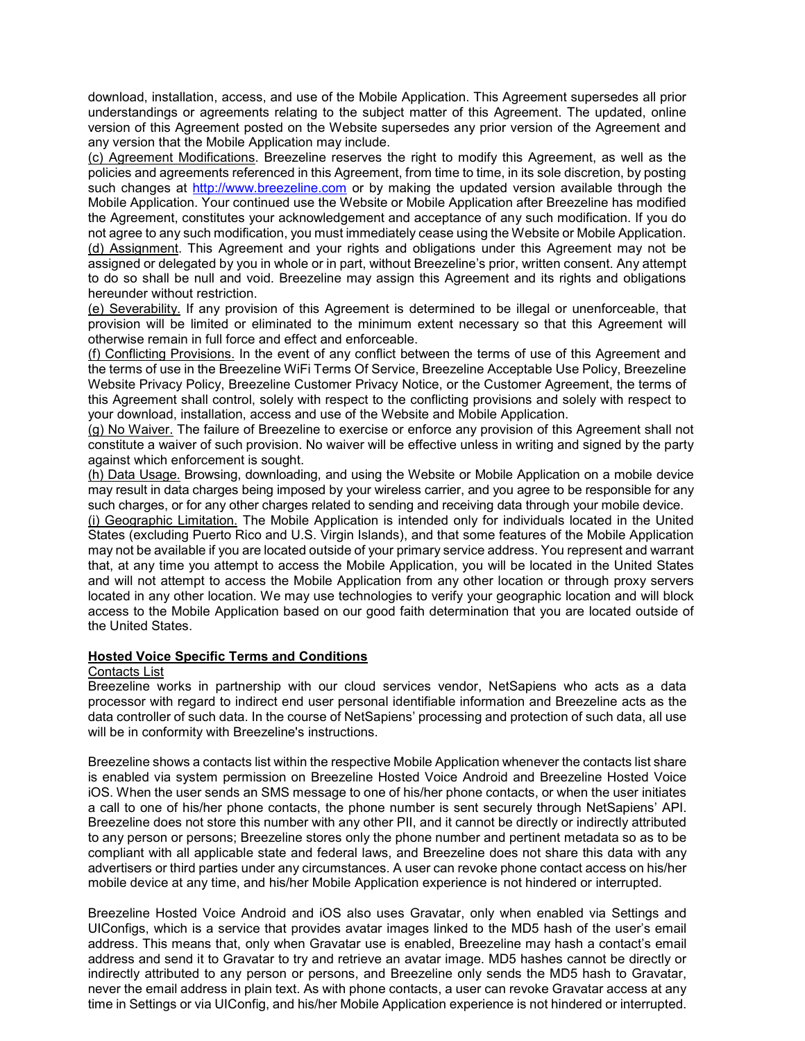download, installation, access, and use of the Mobile Application. This Agreement supersedes all prior understandings or agreements relating to the subject matter of this Agreement. The updated, online version of this Agreement posted on the Website supersedes any prior version of the Agreement and any version that the Mobile Application may include.

(c) Agreement Modifications. Breezeline reserves the right to modify this Agreement, as well as the policies and agreements referenced in this Agreement, from time to time, in its sole discretion, by posting such changes at http://www.breezeline.com or by making the updated version available through the Mobile Application. Your continued use the Website or Mobile Application after Breezeline has modified the Agreement, constitutes your acknowledgement and acceptance of any such modification. If you do not agree to any such modification, you must immediately cease using the Website or Mobile Application.

(d) Assignment. This Agreement and your rights and obligations under this Agreement may not be assigned or delegated by you in whole or in part, without Breezeline's prior, written consent. Any attempt to do so shall be null and void. Breezeline may assign this Agreement and its rights and obligations hereunder without restriction.

(e) Severability. If any provision of this Agreement is determined to be illegal or unenforceable, that provision will be limited or eliminated to the minimum extent necessary so that this Agreement will otherwise remain in full force and effect and enforceable.

(f) Conflicting Provisions. In the event of any conflict between the terms of use of this Agreement and the terms of use in the Breezeline WiFi Terms Of Service, Breezeline Acceptable Use Policy, Breezeline Website Privacy Policy, Breezeline Customer Privacy Notice, or the Customer Agreement, the terms of this Agreement shall control, solely with respect to the conflicting provisions and solely with respect to your download, installation, access and use of the Website and Mobile Application.

(g) No Waiver. The failure of Breezeline to exercise or enforce any provision of this Agreement shall not constitute a waiver of such provision. No waiver will be effective unless in writing and signed by the party against which enforcement is sought.

(h) Data Usage. Browsing, downloading, and using the Website or Mobile Application on a mobile device may result in data charges being imposed by your wireless carrier, and you agree to be responsible for any such charges, or for any other charges related to sending and receiving data through your mobile device.

(i) Geographic Limitation. The Mobile Application is intended only for individuals located in the United States (excluding Puerto Rico and U.S. Virgin Islands), and that some features of the Mobile Application may not be available if you are located outside of your primary service address. You represent and warrant that, at any time you attempt to access the Mobile Application, you will be located in the United States and will not attempt to access the Mobile Application from any other location or through proxy servers located in any other location. We may use technologies to verify your geographic location and will block access to the Mobile Application based on our good faith determination that you are located outside of the United States.

## Hosted Voice Specific Terms and Conditions

Contacts List

Breezeline works in partnership with our cloud services vendor, NetSapiens who acts as a data processor with regard to indirect end user personal identifiable information and Breezeline acts as the data controller of such data. In the course of NetSapiens' processing and protection of such data, all use will be in conformity with Breezeline's instructions.

Breezeline shows a contacts list within the respective Mobile Application whenever the contacts list share is enabled via system permission on Breezeline Hosted Voice Android and Breezeline Hosted Voice iOS. When the user sends an SMS message to one of his/her phone contacts, or when the user initiates a call to one of his/her phone contacts, the phone number is sent securely through NetSapiens' API. Breezeline does not store this number with any other PII, and it cannot be directly or indirectly attributed to any person or persons; Breezeline stores only the phone number and pertinent metadata so as to be compliant with all applicable state and federal laws, and Breezeline does not share this data with any advertisers or third parties under any circumstances. A user can revoke phone contact access on his/her mobile device at any time, and his/her Mobile Application experience is not hindered or interrupted.

Breezeline Hosted Voice Android and iOS also uses Gravatar, only when enabled via Settings and UIConfigs, which is a service that provides avatar images linked to the MD5 hash of the user's email address. This means that, only when Gravatar use is enabled, Breezeline may hash a contact's email address and send it to Gravatar to try and retrieve an avatar image. MD5 hashes cannot be directly or indirectly attributed to any person or persons, and Breezeline only sends the MD5 hash to Gravatar, never the email address in plain text. As with phone contacts, a user can revoke Gravatar access at any time in Settings or via UIConfig, and his/her Mobile Application experience is not hindered or interrupted.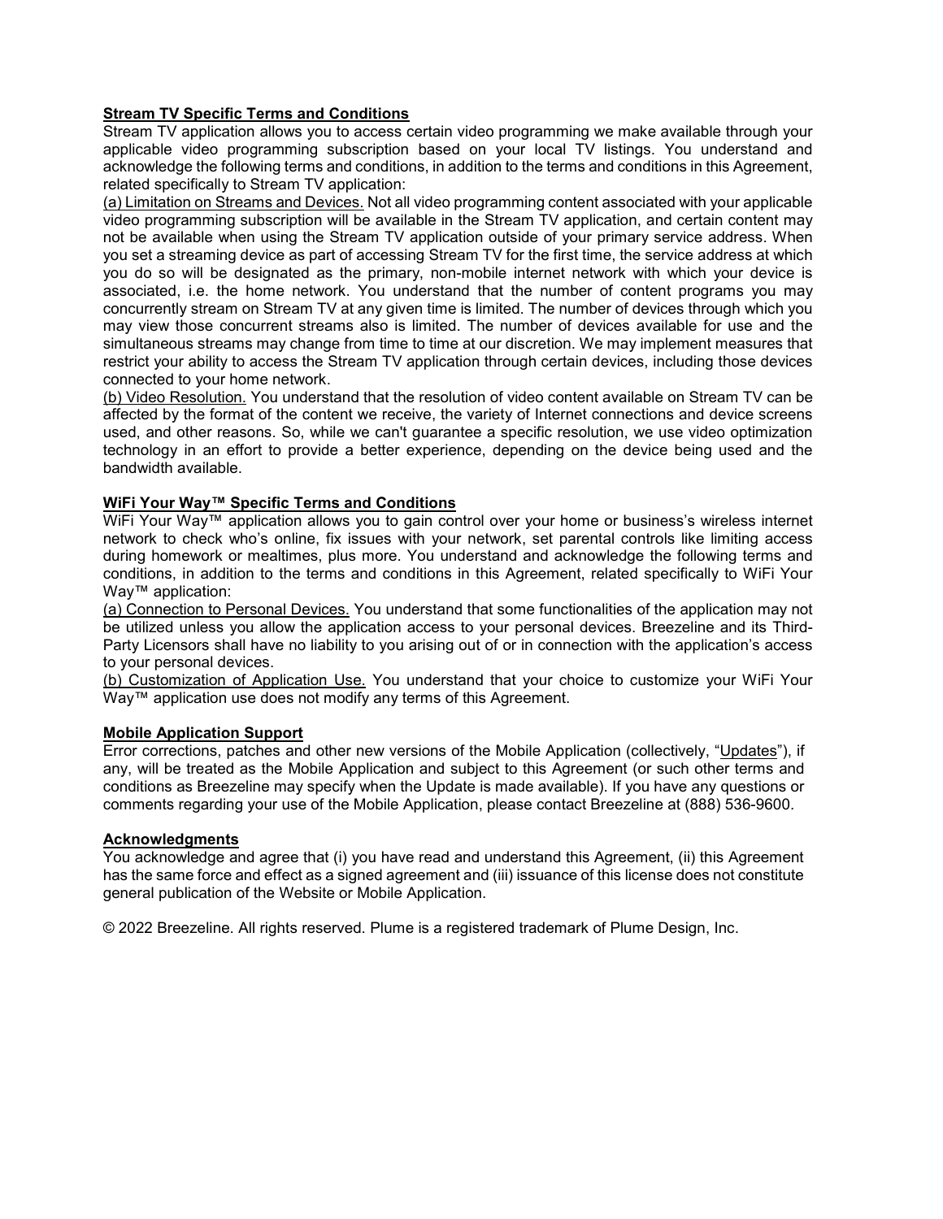**Stream TV Specific Terms and Conditions**

Stream TV application allows you to access certain video programming we make available through your applicable video programming subscription based on your local TV listings. You understand and acknowledge the following terms and conditions, in addition to the terms and conditions in this Agreement, related specifically to Stream TV application:

(a) Limitation on Streams and Devices. Not all video programming content associated with your applicable video programming subscription will be available in the Stream TV application, and certain content may not be available when using the Stream TV application outside of your primary service address. When you set a streaming device as part of accessing Stream TV for the first time, the service address at which you do so will be designated as the primary, non-mobile internet network with which your device is associated, i.e. the home network. You understand that the number of content programs you may concurrently stream on Stream TV at any given time is limited. The number of devices through which you may view those concurrent streams also is limited. The number of devices available for use and the simultaneous streams may change from time to time at our discretion. We may implement measures that restrict your ability to access the Stream TV application through certain devices, including those devices connected to your home network.

(b) Video Resolution. You understand that the resolution of video content available on Stream TV can be affected by the format of the content we receive, the variety of Internet connections and device screens used, and other reasons. So, while we can't guarantee a specific resolution, we use video optimization technology in an effort to provide a better experience, depending on the device being used and the bandwidth available.

**WiFi Your Way™ Specific Terms and Conditions**

WiFi Your Way™ application allows you to gain control over your home or business's wireless internet network to check who's online, fix issues with your network, set parental controls like limiting access during homework or mealtimes, plus more. You understand and acknowledge the following terms and conditions, in addition to the terms and conditions in this Agreement, related specifically to WiFi Your Way™ application:

(a) Connection to Personal Devices. You understand that some functionalities of the application may not be utilized unless you allow the application access to your personal devices. Breezeline and its Third-Party Licensors shall have no liability to you arising out of or in connection with the application's access to your personal devices.

(b) Customization of Application Use. You understand that your choice to customize your WiFi Your Way™ application use does not modify any terms of this Agreement.

**Mobile Application Support**

Error corrections, patches and other new versions of the Mobile Application (collectively, "Updates"), if any, will be treated as the Mobile Application and subject to this Agreement (or such other terms and conditions as Breezeline may specify when the Update is made available). If you have any questions or comments regarding your use of the Mobile Application, please contact Breezeline at (888) 536-9600.

**Acknowledgments**

You acknowledge and agree that (i) you have read and understand this Agreement, (ii) this Agreement has the same force and effect as a signed agreement and (iii) issuance of this license does not constitute general publication of the Website or Mobile Application.

© 2022 Breezeline. All rights reserved. Plume is a registered trademark of Plume Design, Inc.